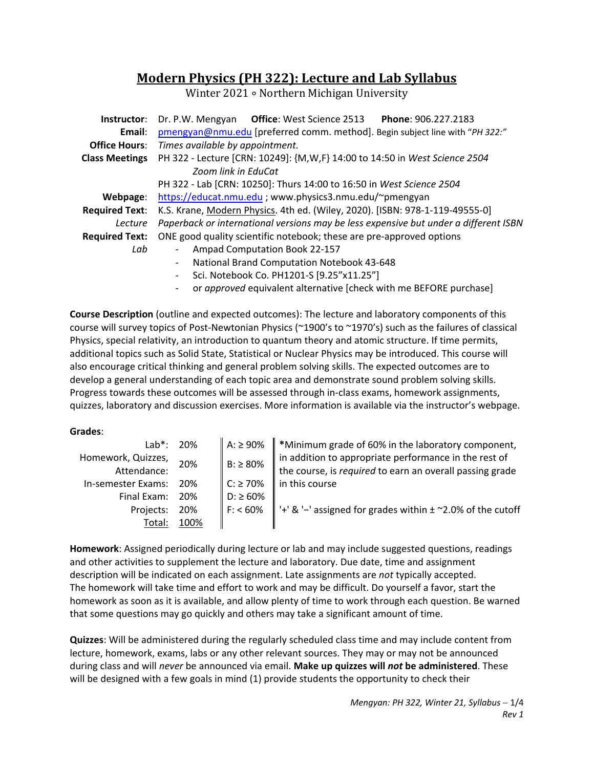# Modern Physics (PH 322): Lecture and Lab Syllabus

Winter 2021 ∘ Northern Michigan University

| | |
|---|---|
| **Instructor**: | Dr. P.W. Mengyan **Office**: West Science 2513 **Phone**: 906.227.2183 |
| **Email**: | pmengyan@nmu.edu [preferred comm. method]. Begin subject line with "*PH 322:*" |
| **Office Hours**: | *Times available by appointment.* |
| **Class Meetings** | PH 322 - Lecture [CRN: 10249]: {M,W,F} 14:00 to 14:50 in *West Science 2504* *Zoom link in EduCat* |
| | PH 322 - Lab [CRN: 10250]: Thurs 14:00 to 16:50 in *West Science 2504* |
| **Webpage**: | https://educat.nmu.edu ; www.physics3.nmu.edu/~pmengyan |
| **Required Text**: *Lecture* | K.S. Krane, Modern Physics. 4th ed. (Wiley, 2020). [ISBN: 978-1-119-49555-0] *Paperback or international versions may be less expensive but under a different ISBN* |
| **Required Text:** *Lab* | ONE good quality scientific notebook; these are pre-approved options |

- Ampad Computation Book 22-157
- National Brand Computation Notebook 43-648
- Sci. Notebook Co. PH1201-S [9.25"x11.25"]
- or *approved* equivalent alternative [check with me BEFORE purchase]

**Course Description** (outline and expected outcomes): The lecture and laboratory components of this course will survey topics of Post-Newtonian Physics (~1900's to ~1970's) such as the failures of classical Physics, special relativity, an introduction to quantum theory and atomic structure. If time permits, additional topics such as Solid State, Statistical or Nuclear Physics may be introduced. This course will also encourage critical thinking and general problem solving skills. The expected outcomes are to develop a general understanding of each topic area and demonstrate sound problem solving skills. Progress towards these outcomes will be assessed through in-class exams, homework assignments, quizzes, laboratory and discussion exercises. More information is available via the instructor's webpage.

**Grades**:

| Component | Weight | Grade | |
|---|---|---|---|
| Lab*: | 20% | A: ≥ 90% | ***Minimum grade of 60% in the laboratory component, in addition to appropriate performance in the rest of the course, is *required* to earn an overall passing grade in this course** |
| Homework, Quizzes, Attendance: | 20% | B: ≥ 80% | |
| In-semester Exams: | 20% | C: ≥ 70% | |
| Final Exam: | 20% | D: ≥ 60% | |
| Projects: | 20% | F: < 60% | '+' & '−' assigned for grades within ± ~2.0% of the cutoff |
| Total: | 100% | | |

**Homework**: Assigned periodically during lecture or lab and may include suggested questions, readings and other activities to supplement the lecture and laboratory. Due date, time and assignment description will be indicated on each assignment. Late assignments are *not* typically accepted. The homework will take time and effort to work and may be difficult. Do yourself a favor, start the homework as soon as it is available, and allow plenty of time to work through each question. Be warned that some questions may go quickly and others may take a significant amount of time.

**Quizzes**: Will be administered during the regularly scheduled class time and may include content from lecture, homework, exams, labs or any other relevant sources. They may or may not be announced during class and will *never* be announced via email. **Make up quizzes will *not* be administered**. These will be designed with a few goals in mind (1) provide students the opportunity to check their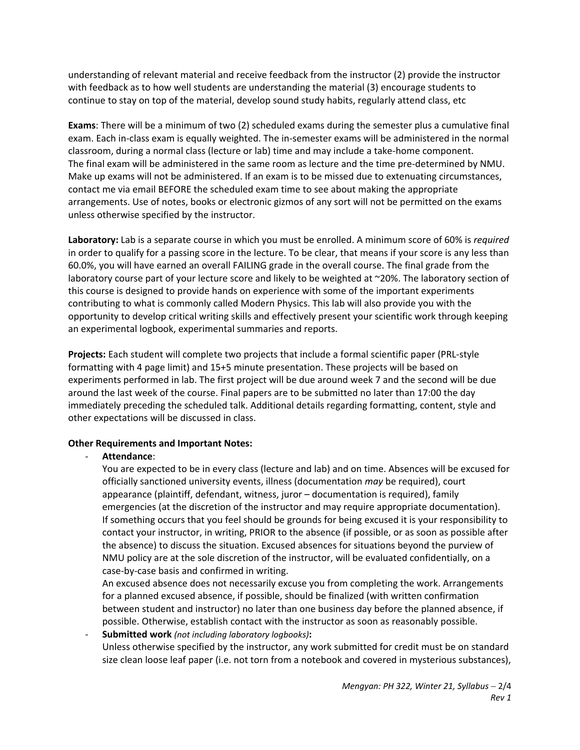understanding of relevant material and receive feedback from the instructor (2) provide the instructor with feedback as to how well students are understanding the material (3) encourage students to continue to stay on top of the material, develop sound study habits, regularly attend class, etc

**Exams**: There will be a minimum of two (2) scheduled exams during the semester plus a cumulative final exam. Each in-class exam is equally weighted. The in-semester exams will be administered in the normal classroom, during a normal class (lecture or lab) time and may include a take-home component. The final exam will be administered in the same room as lecture and the time pre-determined by NMU. Make up exams will not be administered. If an exam is to be missed due to extenuating circumstances, contact me via email BEFORE the scheduled exam time to see about making the appropriate arrangements. Use of notes, books or electronic gizmos of any sort will not be permitted on the exams unless otherwise specified by the instructor.

**Laboratory:** Lab is a separate course in which you must be enrolled. A minimum score of 60% is *required* in order to qualify for a passing score in the lecture. To be clear, that means if your score is any less than 60.0%, you will have earned an overall FAILING grade in the overall course. The final grade from the laboratory course part of your lecture score and likely to be weighted at ~20%. The laboratory section of this course is designed to provide hands on experience with some of the important experiments contributing to what is commonly called Modern Physics. This lab will also provide you with the opportunity to develop critical writing skills and effectively present your scientific work through keeping an experimental logbook, experimental summaries and reports.

**Projects:** Each student will complete two projects that include a formal scientific paper (PRL-style formatting with 4 page limit) and 15+5 minute presentation. These projects will be based on experiments performed in lab. The first project will be due around week 7 and the second will be due around the last week of the course. Final papers are to be submitted no later than 17:00 the day immediately preceding the scheduled talk. Additional details regarding formatting, content, style and other expectations will be discussed in class.

**Other Requirements and Important Notes:**

- **Attendance**:
  You are expected to be in every class (lecture and lab) and on time. Absences will be excused for officially sanctioned university events, illness (documentation *may* be required), court appearance (plaintiff, defendant, witness, juror – documentation is required), family emergencies (at the discretion of the instructor and may require appropriate documentation). If something occurs that you feel should be grounds for being excused it is your responsibility to contact your instructor, in writing, PRIOR to the absence (if possible, or as soon as possible after the absence) to discuss the situation. Excused absences for situations beyond the purview of NMU policy are at the sole discretion of the instructor, will be evaluated confidentially, on a case-by-case basis and confirmed in writing.
  An excused absence does not necessarily excuse you from completing the work. Arrangements for a planned excused absence, if possible, should be finalized (with written confirmation between student and instructor) no later than one business day before the planned absence, if possible. Otherwise, establish contact with the instructor as soon as reasonably possible.
- **Submitted work** *(not including laboratory logbooks)***:**
  Unless otherwise specified by the instructor, any work submitted for credit must be on standard size clean loose leaf paper (i.e. not torn from a notebook and covered in mysterious substances),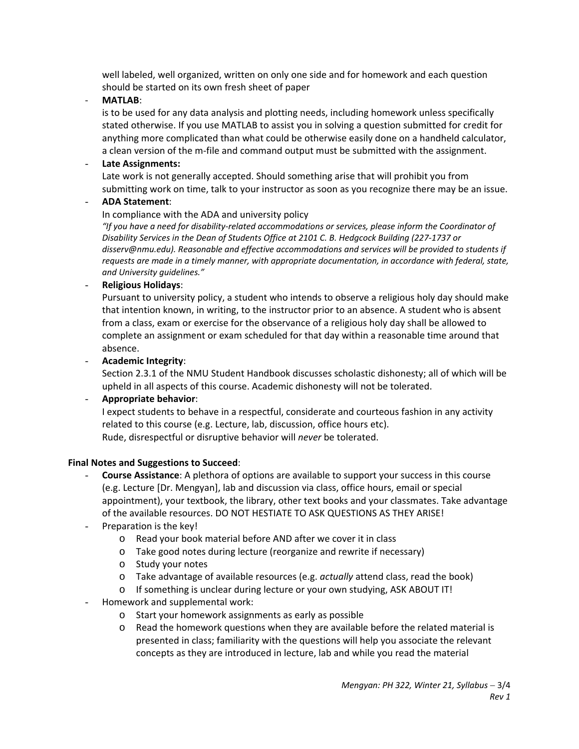well labeled, well organized, written on only one side and for homework and each question should be started on its own fresh sheet of paper

- **MATLAB**:
  is to be used for any data analysis and plotting needs, including homework unless specifically stated otherwise. If you use MATLAB to assist you in solving a question submitted for credit for anything more complicated than what could be otherwise easily done on a handheld calculator, a clean version of the m-file and command output must be submitted with the assignment.
- **Late Assignments:**
  Late work is not generally accepted. Should something arise that will prohibit you from submitting work on time, talk to your instructor as soon as you recognize there may be an issue.
- **ADA Statement**:
  In compliance with the ADA and university policy
  *"If you have a need for disability-related accommodations or services, please inform the Coordinator of Disability Services in the Dean of Students Office at 2101 C. B. Hedgcock Building (227-1737 or disserv@nmu.edu). Reasonable and effective accommodations and services will be provided to students if requests are made in a timely manner, with appropriate documentation, in accordance with federal, state, and University guidelines."*
- **Religious Holidays**:
  Pursuant to university policy, a student who intends to observe a religious holy day should make that intention known, in writing, to the instructor prior to an absence. A student who is absent from a class, exam or exercise for the observance of a religious holy day shall be allowed to complete an assignment or exam scheduled for that day within a reasonable time around that absence.
- **Academic Integrity**:
  Section 2.3.1 of the NMU Student Handbook discusses scholastic dishonesty; all of which will be upheld in all aspects of this course. Academic dishonesty will not be tolerated.
- **Appropriate behavior**:
  I expect students to behave in a respectful, considerate and courteous fashion in any activity related to this course (e.g. Lecture, lab, discussion, office hours etc).
  Rude, disrespectful or disruptive behavior will *never* be tolerated.

**Final Notes and Suggestions to Succeed**:

- **Course Assistance**: A plethora of options are available to support your success in this course (e.g. Lecture [Dr. Mengyan], lab and discussion via class, office hours, email or special appointment), your textbook, the library, other text books and your classmates. Take advantage of the available resources. DO NOT HESTIATE TO ASK QUESTIONS AS THEY ARISE!
- Preparation is the key!
  - Read your book material before AND after we cover it in class
  - Take good notes during lecture (reorganize and rewrite if necessary)
  - Study your notes
  - Take advantage of available resources (e.g. *actually* attend class, read the book)
  - If something is unclear during lecture or your own studying, ASK ABOUT IT!
- Homework and supplemental work:
  - Start your homework assignments as early as possible
  - Read the homework questions when they are available before the related material is presented in class; familiarity with the questions will help you associate the relevant concepts as they are introduced in lecture, lab and while you read the material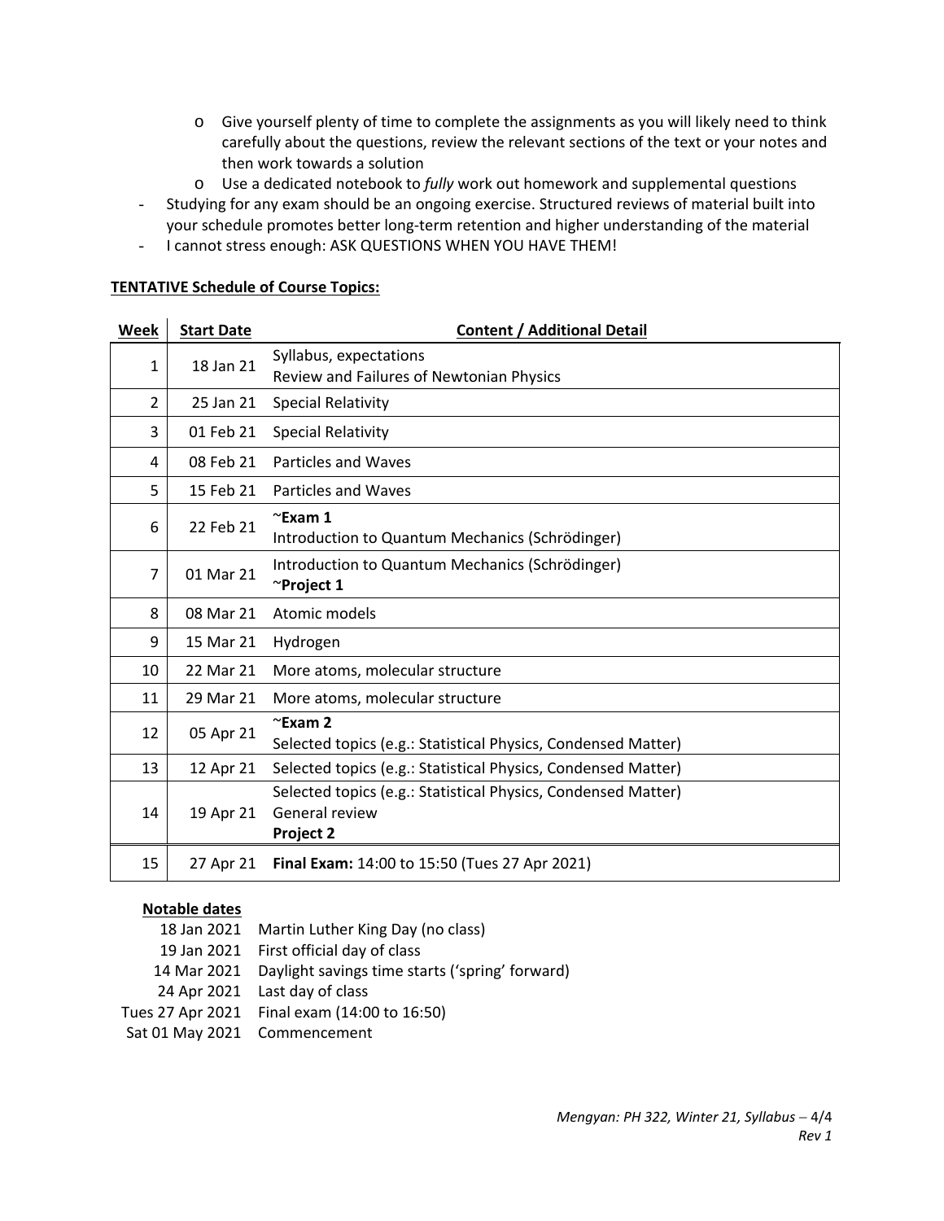- Give yourself plenty of time to complete the assignments as you will likely need to think carefully about the questions, review the relevant sections of the text or your notes and then work towards a solution
- Use a dedicated notebook to *fully* work out homework and supplemental questions

- Studying for any exam should be an ongoing exercise. Structured reviews of material built into your schedule promotes better long-term retention and higher understanding of the material
- I cannot stress enough: ASK QUESTIONS WHEN YOU HAVE THEM!

**TENTATIVE Schedule of Course Topics:**

| Week | Start Date | Content / Additional Detail |
|---|---|---|
| 1 | 18 Jan 21 | Syllabus, expectations<br>Review and Failures of Newtonian Physics |
| 2 | 25 Jan 21 | Special Relativity |
| 3 | 01 Feb 21 | Special Relativity |
| 4 | 08 Feb 21 | Particles and Waves |
| 5 | 15 Feb 21 | Particles and Waves |
| 6 | 22 Feb 21 | ~**Exam 1**<br>Introduction to Quantum Mechanics (Schrödinger) |
| 7 | 01 Mar 21 | Introduction to Quantum Mechanics (Schrödinger)<br>~**Project 1** |
| 8 | 08 Mar 21 | Atomic models |
| 9 | 15 Mar 21 | Hydrogen |
| 10 | 22 Mar 21 | More atoms, molecular structure |
| 11 | 29 Mar 21 | More atoms, molecular structure |
| 12 | 05 Apr 21 | ~**Exam 2**<br>Selected topics (e.g.: Statistical Physics, Condensed Matter) |
| 13 | 12 Apr 21 | Selected topics (e.g.: Statistical Physics, Condensed Matter) |
| 14 | 19 Apr 21 | Selected topics (e.g.: Statistical Physics, Condensed Matter)<br>General review<br>**Project 2** |
| 15 | 27 Apr 21 | **Final Exam:** 14:00 to 15:50 (Tues 27 Apr 2021) |

**Notable dates**

| | |
|---|---|
| 18 Jan 2021 | Martin Luther King Day (no class) |
| 19 Jan 2021 | First official day of class |
| 14 Mar 2021 | Daylight savings time starts ('spring' forward) |
| 24 Apr 2021 | Last day of class |
| Tues 27 Apr 2021 | Final exam (14:00 to 16:50) |
| Sat 01 May 2021 | Commencement |